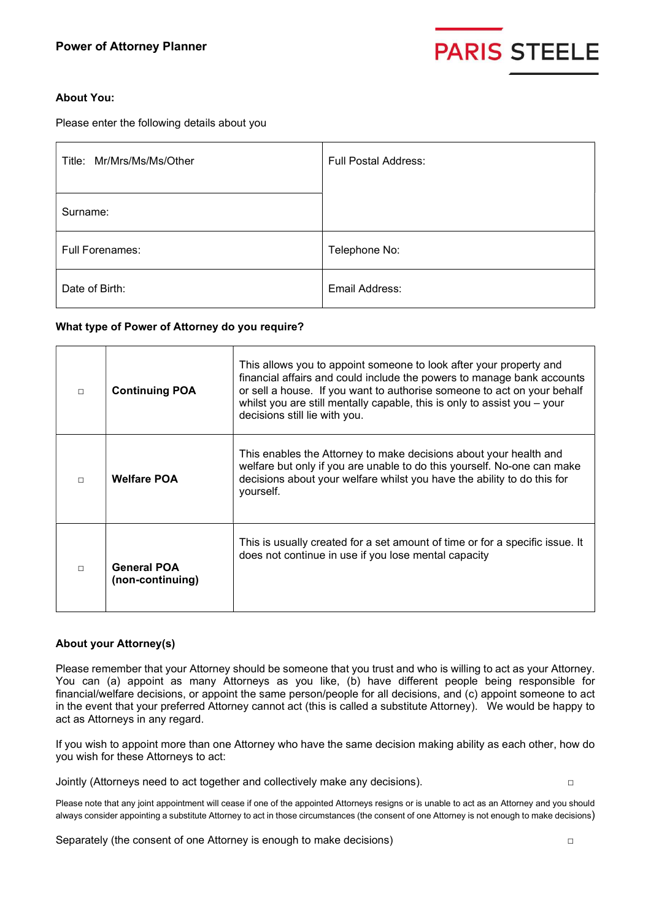# Power of Attorney Planner

PARIS STEELE

**About You:**

Please enter the following details about you

| | |
|---|---|
| Title: Mr/Mrs/Ms/Ms/Other | Full Postal Address: |
| Surname: | |
| Full Forenames: | Telephone No: |
| Date of Birth: | Email Address: |

**What type of Power of Attorney do you require?**

| | | |
|---|---|---|
| □ | **Continuing POA** | This allows you to appoint someone to look after your property and financial affairs and could include the powers to manage bank accounts or sell a house. If you want to authorise someone to act on your behalf whilst you are still mentally capable, this is only to assist you – your decisions still lie with you. |
| □ | **Welfare POA** | This enables the Attorney to make decisions about your health and welfare but only if you are unable to do this yourself. No-one can make decisions about your welfare whilst you have the ability to do this for yourself. |
| □ | **General POA (non-continuing)** | This is usually created for a set amount of time or for a specific issue. It does not continue in use if you lose mental capacity |

**About your Attorney(s)**

Please remember that your Attorney should be someone that you trust and who is willing to act as your Attorney. You can (a) appoint as many Attorneys as you like, (b) have different people being responsible for financial/welfare decisions, or appoint the same person/people for all decisions, and (c) appoint someone to act in the event that your preferred Attorney cannot act (this is called a substitute Attorney). We would be happy to act as Attorneys in any regard.

If you wish to appoint more than one Attorney who have the same decision making ability as each other, how do you wish for these Attorneys to act:

Jointly (Attorneys need to act together and collectively make any decisions). □

Please note that any joint appointment will cease if one of the appointed Attorneys resigns or is unable to act as an Attorney and you should always consider appointing a substitute Attorney to act in those circumstances (the consent of one Attorney is not enough to make decisions)

Separately (the consent of one Attorney is enough to make decisions) □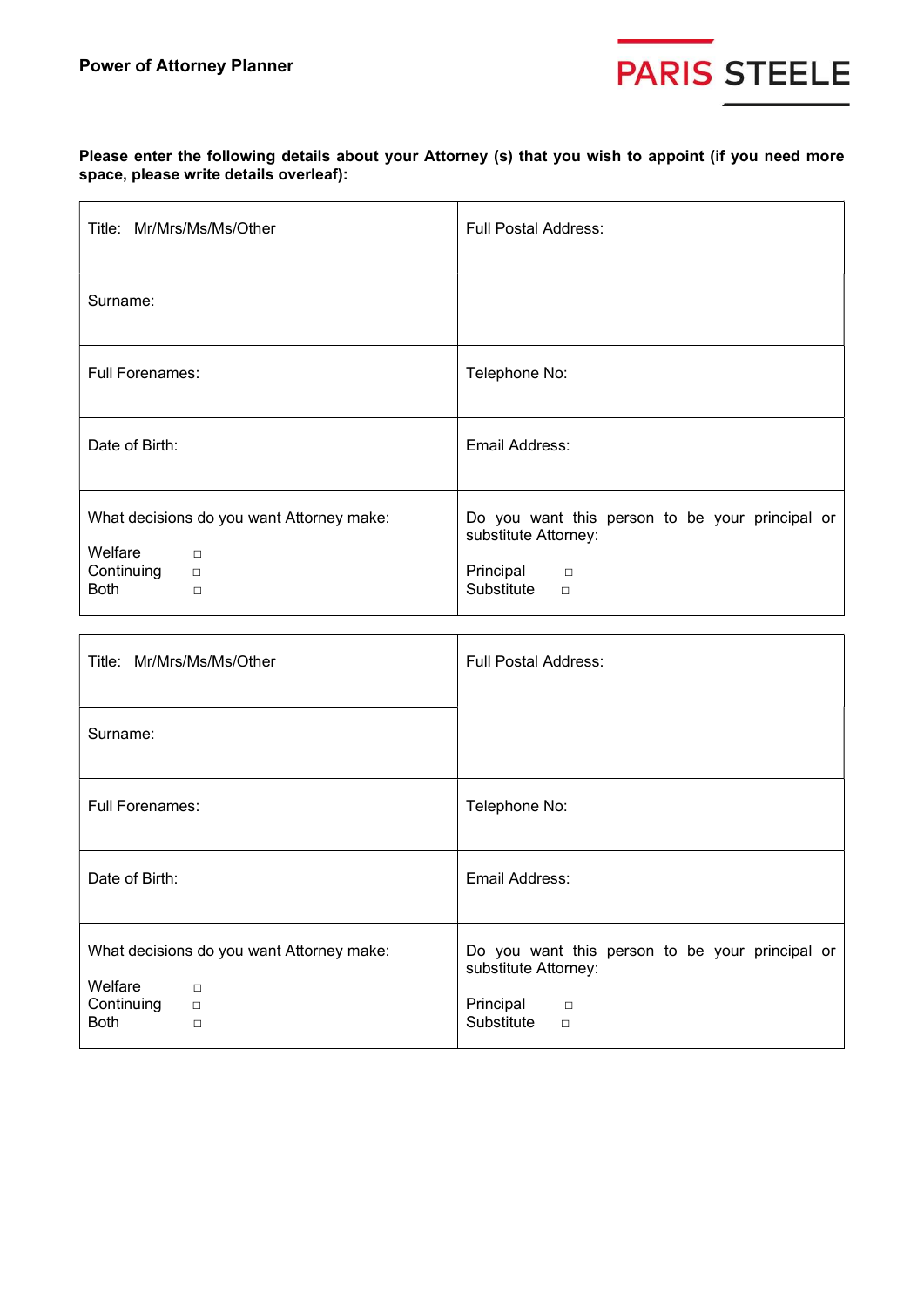**Power of Attorney Planner**

PARIS STEELE

**Please enter the following details about your Attorney (s) that you wish to appoint (if you need more space, please write details overleaf):**

| | |
|---|---|
| Title: Mr/Mrs/Ms/Ms/Other | Full Postal Address: |
| Surname: | |
| Full Forenames: | Telephone No: |
| Date of Birth: | Email Address: |
| What decisions do you want Attorney make:<br>Welfare □<br>Continuing □<br>Both □ | Do you want this person to be your principal or substitute Attorney:<br>Principal □<br>Substitute □ |

| | |
|---|---|
| Title: Mr/Mrs/Ms/Ms/Other | Full Postal Address: |
| Surname: | |
| Full Forenames: | Telephone No: |
| Date of Birth: | Email Address: |
| What decisions do you want Attorney make:<br>Welfare □<br>Continuing □<br>Both □ | Do you want this person to be your principal or substitute Attorney:<br>Principal □<br>Substitute □ |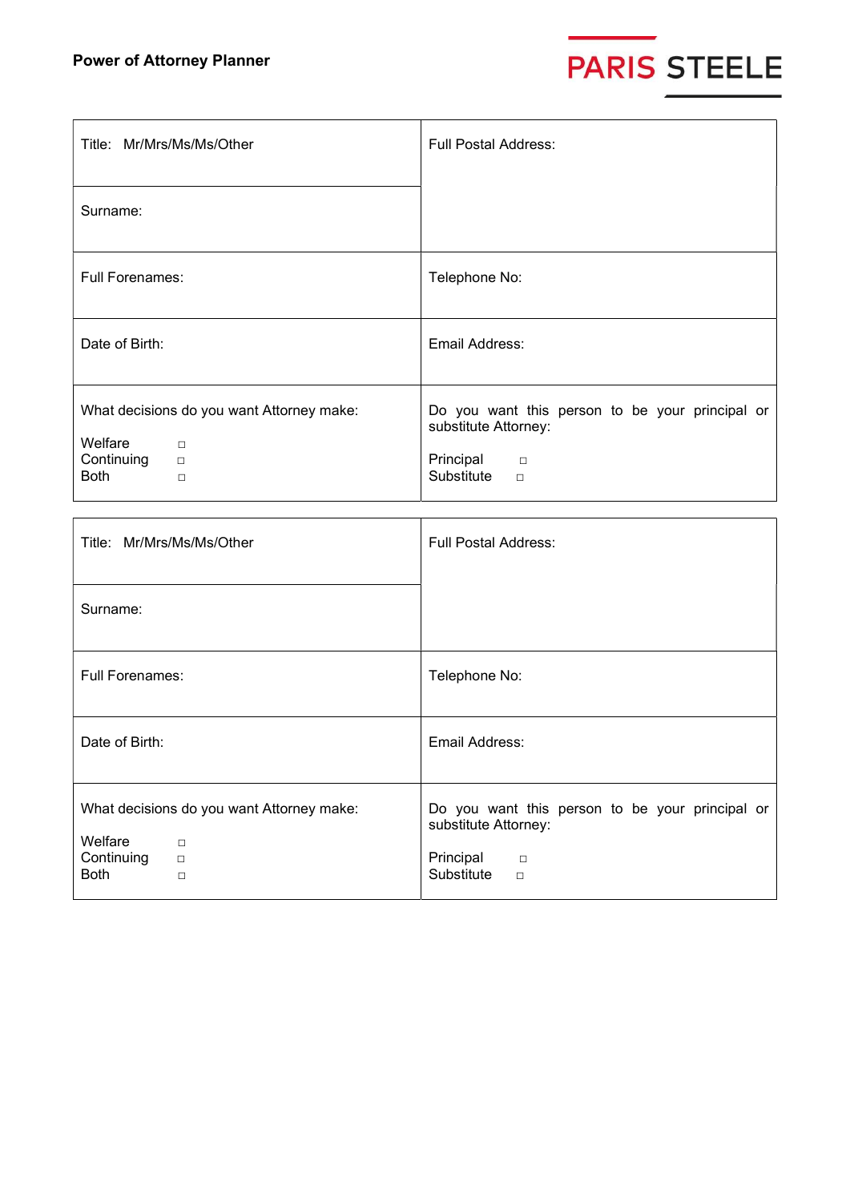**Power of Attorney Planner**

PARIS STEELE

| | |
|---|---|
| Title: Mr/Mrs/Ms/Ms/Other | Full Postal Address: |
| Surname: | |
| Full Forenames: | Telephone No: |
| Date of Birth: | Email Address: |
| What decisions do you want Attorney make:<br><br>Welfare □<br>Continuing □<br>Both □ | Do you want this person to be your principal or substitute Attorney:<br><br>Principal □<br>Substitute □ |

| | |
|---|---|
| Title: Mr/Mrs/Ms/Ms/Other | Full Postal Address: |
| Surname: | |
| Full Forenames: | Telephone No: |
| Date of Birth: | Email Address: |
| What decisions do you want Attorney make:<br><br>Welfare □<br>Continuing □<br>Both □ | Do you want this person to be your principal or substitute Attorney:<br><br>Principal □<br>Substitute □ |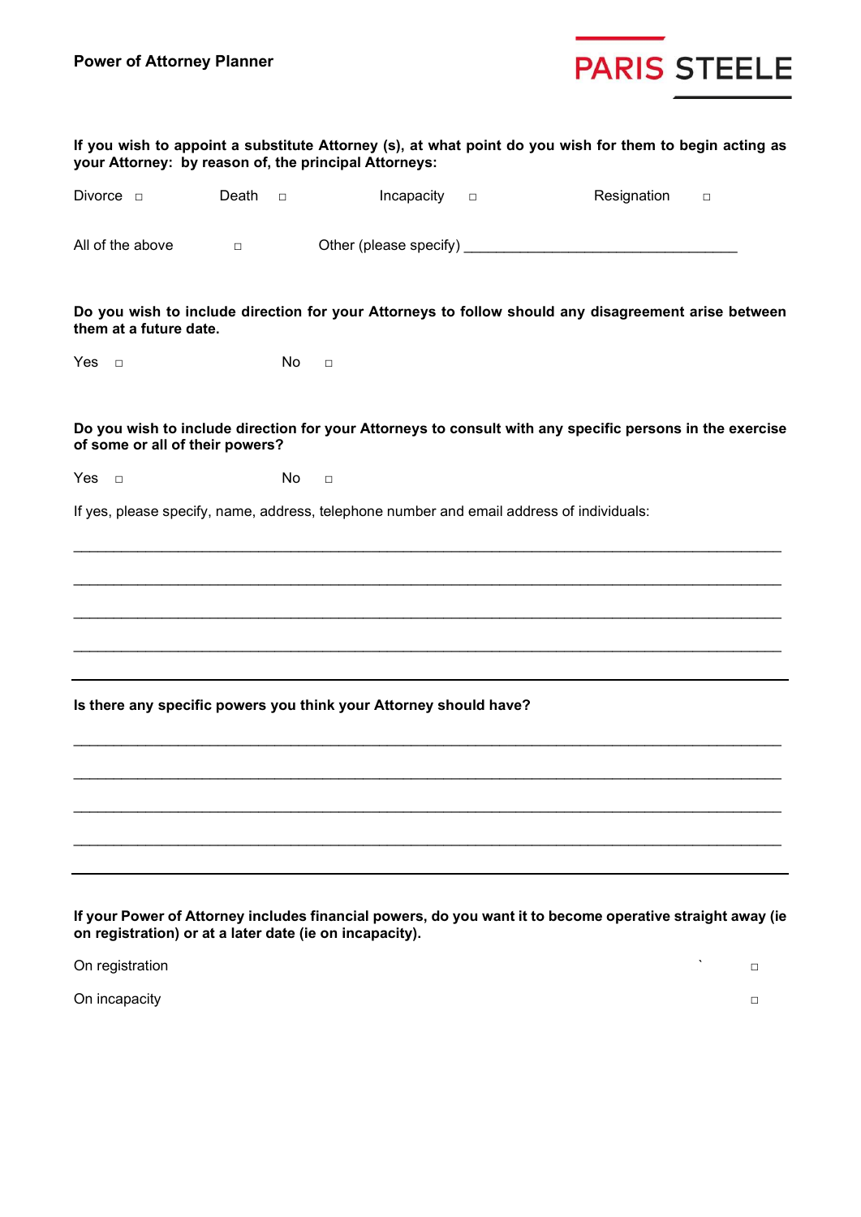**If you wish to appoint a substitute Attorney (s), at what point do you wish for them to begin acting as your Attorney: by reason of, the principal Attorneys:**

Divorce ☐ Death ☐ Incapacity ☐ Resignation ☐

All of the above ☐ Other (please specify) ___________________________________

**Do you wish to include direction for your Attorneys to follow should any disagreement arise between them at a future date.**

Yes ☐ No ☐

**Do you wish to include direction for your Attorneys to consult with any specific persons in the exercise of some or all of their powers?**

Yes ☐ No ☐

If yes, please specify, name, address, telephone number and email address of individuals:

_____________________________________________________________________________

_____________________________________________________________________________

_____________________________________________________________________________

_____________________________________________________________________________

---

**Is there any specific powers you think your Attorney should have?**

_____________________________________________________________________________

_____________________________________________________________________________

_____________________________________________________________________________

_____________________________________________________________________________

---

**If your Power of Attorney includes financial powers, do you want it to become operative straight away (ie on registration) or at a later date (ie on incapacity).**

On registration ☐

On incapacity ☐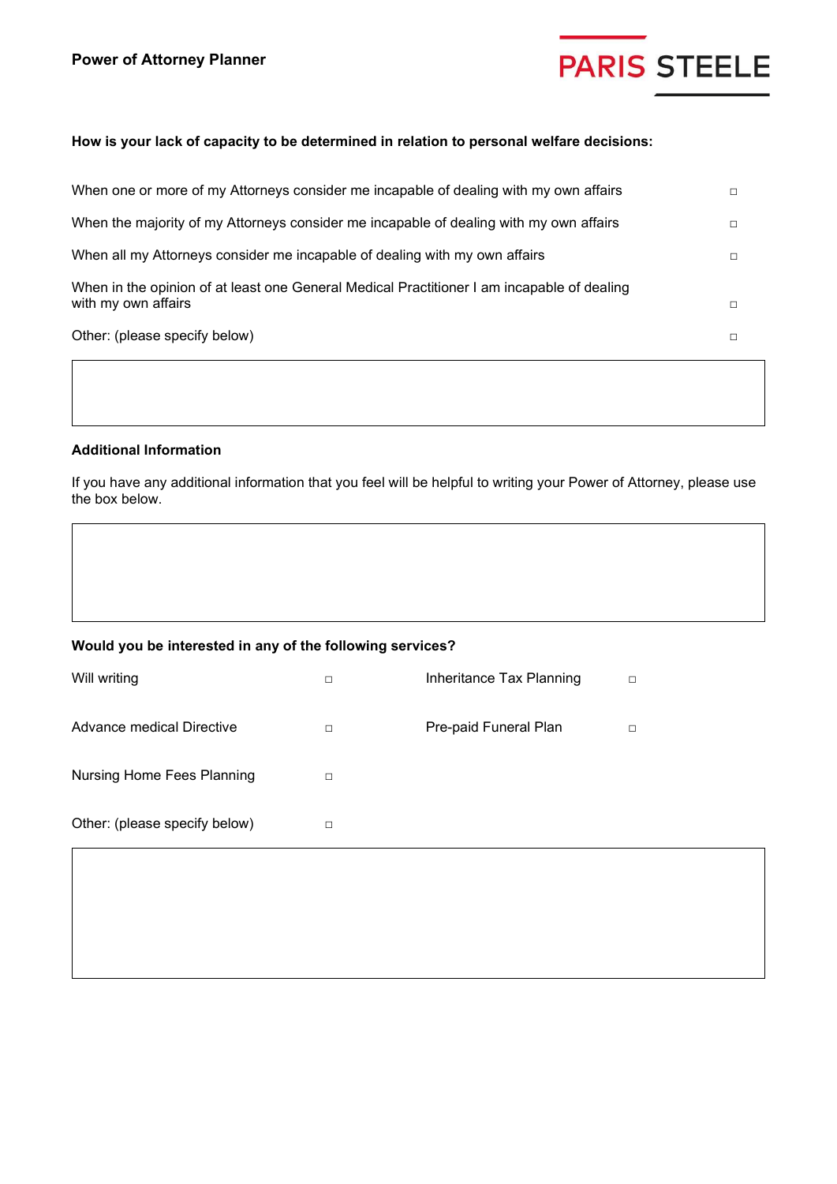**How is your lack of capacity to be determined in relation to personal welfare decisions:**

When one or more of my Attorneys consider me incapable of dealing with my own affairs □

When the majority of my Attorneys consider me incapable of dealing with my own affairs □

When all my Attorneys consider me incapable of dealing with my own affairs □

When in the opinion of at least one General Medical Practitioner I am incapable of dealing with my own affairs □

Other: (please specify below) □

| |
|---|
| |

**Additional Information**

If you have any additional information that you feel will be helpful to writing your Power of Attorney, please use the box below.

| |
|---|
| |

**Would you be interested in any of the following services?**

| | | | |
|---|---|---|---|
| Will writing | □ | Inheritance Tax Planning | □ |
| Advance medical Directive | □ | Pre-paid Funeral Plan | □ |
| Nursing Home Fees Planning | □ | | |
| Other: (please specify below) | □ | | |

| |
|---|
| |